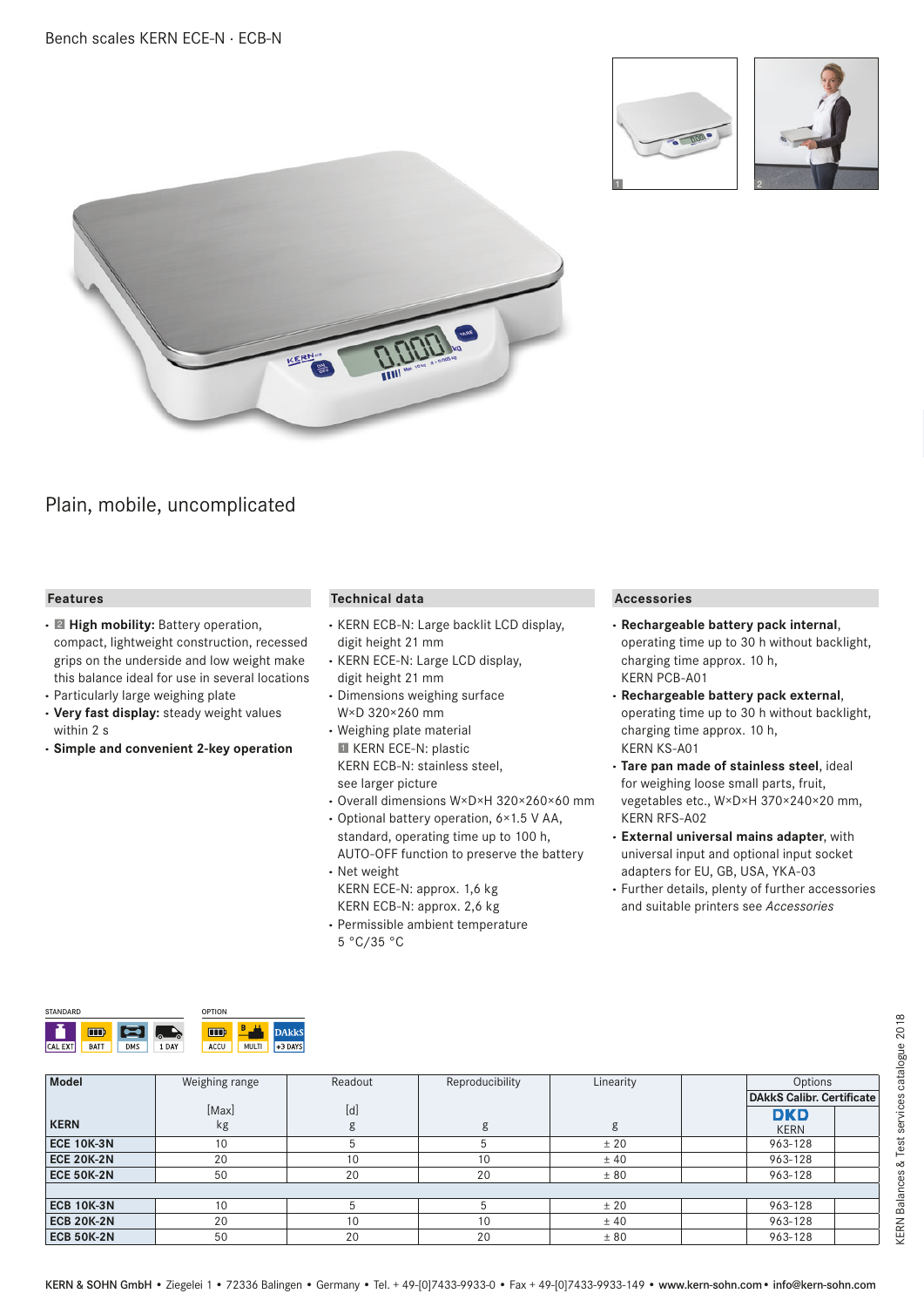# Bench scales KERN ECE-N · ECB-N

## Plain, mobile, uncomplicated

### Features

- 2 **High mobility:** Battery operation, compact, lightweight construction, recessed grips on the underside and low weight make this balance ideal for use in several locations
- Particularly large weighing plate
- **Very fast display:** steady weight values within 2 s
- **Simple and convenient 2-key operation**

### Technical data

- KERN ECB-N: Large backlit LCD display, digit height 21 mm
- KERN ECE-N: Large LCD display, digit height 21 mm
- Dimensions weighing surface W×D 320×260 mm
- Weighing plate material
  1 KERN ECE-N: plastic
  KERN ECB-N: stainless steel, see larger picture
- Overall dimensions W×D×H 320×260×60 mm
- Optional battery operation, 6×1.5 V AA, standard, operating time up to 100 h, AUTO-OFF function to preserve the battery
- Net weight
  KERN ECE-N: approx. 1,6 kg
  KERN ECB-N: approx. 2,6 kg
- Permissible ambient temperature 5 °C/35 °C

### Accessories

- **Rechargeable battery pack internal**, operating time up to 30 h without backlight, charging time approx. 10 h, KERN PCB-A01
- **Rechargeable battery pack external**, operating time up to 30 h without backlight, charging time approx. 10 h, KERN KS-A01
- **Tare pan made of stainless steel**, ideal for weighing loose small parts, fruit, vegetables etc., W×D×H 370×240×20 mm, KERN RFS-A02
- **External universal mains adapter**, with universal input and optional input socket adapters for EU, GB, USA, YKA-03
- Further details, plenty of further accessories and suitable printers see *Accessories*

STANDARD: CAL EXT, BATT, DMS, 1 DAY

OPTION: ACCU, MULTI, DAkkS +3 DAYS

| Model | Weighing range | Readout | Reproducibility | Linearity | | Options | |
|---|---|---|---|---|---|---|---|
| | | | | | | DAkkS Calibr. Certificate | |
| KERN | [Max] kg | [d] g | g | g | | DKD KERN | |
| ECE 10K-3N | 10 | 5 | 5 | ± 20 | | 963-128 | |
| ECE 20K-2N | 20 | 10 | 10 | ± 40 | | 963-128 | |
| ECE 50K-2N | 50 | 20 | 20 | ± 80 | | 963-128 | |
| | | | | | | | |
| ECB 10K-3N | 10 | 5 | 5 | ± 20 | | 963-128 | |
| ECB 20K-2N | 20 | 10 | 10 | ± 40 | | 963-128 | |
| ECB 50K-2N | 50 | 20 | 20 | ± 80 | | 963-128 | |

KERN & SOHN GmbH • Ziegelei 1 • 72336 Balingen • Germany • Tel. + 49-[0]7433-9933-0 • Fax + 49-[0]7433-9933-149 • www.kern-sohn.com • info@kern-sohn.com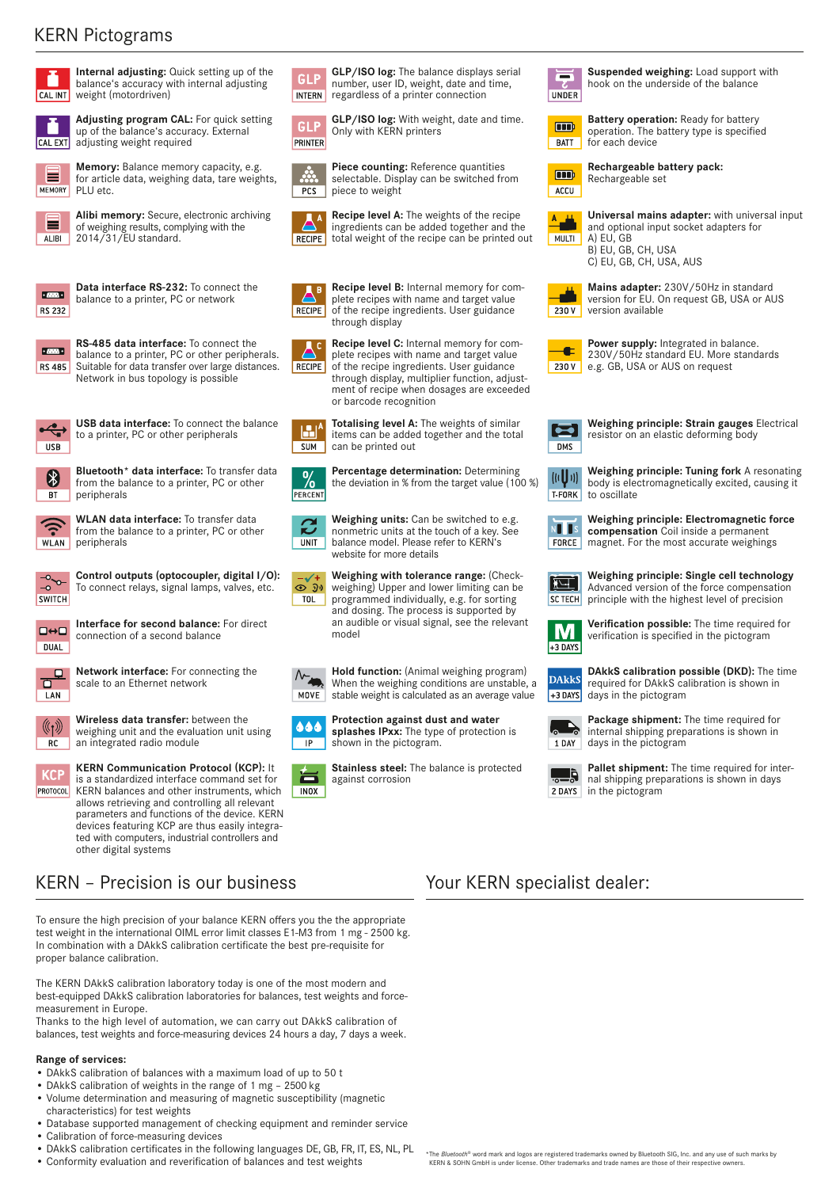# KERN Pictograms

CAL INT — **Internal adjusting:** Quick setting up of the balance's accuracy with internal adjusting weight (motordriven)

CAL EXT — **Adjusting program CAL:** For quick setting up of the balance's accuracy. External adjusting weight required

MEMORY — **Memory:** Balance memory capacity, e.g. for article data, weighing data, tare weights, PLU etc.

ALIBI — **Alibi memory:** Secure, electronic archiving of weighing results, complying with the 2014/31/EU standard.

RS 232 — **Data interface RS-232:** To connect the balance to a printer, PC or network

RS 485 — **RS-485 data interface:** To connect the balance to a printer, PC or other peripherals. Suitable for data transfer over large distances. Network in bus topology is possible

USB — **USB data interface:** To connect the balance to a printer, PC or other peripherals

BT — **Bluetooth* data interface:** To transfer data from the balance to a printer, PC or other peripherals

WLAN — **WLAN data interface:** To transfer data from the balance to a printer, PC or other peripherals

SWITCH — **Control outputs (optocoupler, digital I/O):** To connect relays, signal lamps, valves, etc.

DUAL — **Interface for second balance:** For direct connection of a second balance

LAN — **Network interface:** For connecting the scale to an Ethernet network

RC — **Wireless data transfer:** between the weighing unit and the evaluation unit using an integrated radio module

KCP PROTOCOL — **KERN Communication Protocol (KCP):** It is a standardized interface command set for KERN balances and other instruments, which allows retrieving and controlling all relevant parameters and functions of the device. KERN devices featuring KCP are thus easily integrated with computers, industrial controllers and other digital systems

GLP INTERN — **GLP/ISO log:** The balance displays serial number, user ID, weight, date and time, regardless of a printer connection

GLP PRINTER — **GLP/ISO log:** With weight, date and time. Only with KERN printers

PCS — **Piece counting:** Reference quantities selectable. Display can be switched from piece to weight

RECIPE A — **Recipe level A:** The weights of the recipe ingredients can be added together and the total weight of the recipe can be printed out

RECIPE B — **Recipe level B:** Internal memory for complete recipes with name and target value of the recipe ingredients. User guidance through display

RECIPE C — **Recipe level C:** Internal memory for complete recipes with name and target value of the recipe ingredients. User guidance through display, multiplier function, adjustment of recipe when dosages are exceeded or barcode recognition

SUM A — **Totalising level A:** The weights of similar items can be added together and the total can be printed out

PERCENT — **Percentage determination:** Determining the deviation in % from the target value (100 %)

UNIT — **Weighing units:** Can be switched to e.g. nonmetric units at the touch of a key. See balance model. Please refer to KERN's website for more details

TOL — **Weighing with tolerance range:** (Checkweighing) Upper and lower limiting can be programmed individually, e.g. for sorting and dosing. The process is supported by an audible or visual signal, see the relevant model

MOVE — **Hold function:** (Animal weighing program) When the weighing conditions are unstable, a stable weight is calculated as an average value

IP — **Protection against dust and water splashes IPxx:** The type of protection is shown in the pictogram.

INOX — **Stainless steel:** The balance is protected against corrosion

UNDER — **Suspended weighing:** Load support with hook on the underside of the balance

BATT — **Battery operation:** Ready for battery operation. The battery type is specified for each device

ACCU — **Rechargeable battery pack:** Rechargeable set

MULTI — **Universal mains adapter:** with universal input and optional input socket adapters for
A) EU, GB
B) EU, GB, CH, USA
C) EU, GB, CH, USA, AUS

230 V — **Mains adapter:** 230V/50Hz in standard version for EU. On request GB, USA or AUS version available

230 V — **Power supply:** Integrated in balance. 230V/50Hz standard EU. More standards e.g. GB, USA or AUS on request

DMS — **Weighing principle: Strain gauges** Electrical resistor on an elastic deforming body

T-FORK — **Weighing principle: Tuning fork** A resonating body is electromagnetically excited, causing it to oscillate

FORCE — **Weighing principle: Electromagnetic force compensation** Coil inside a permanent magnet. For the most accurate weighings

SC TECH — **Weighing principle: Single cell technology** Advanced version of the force compensation principle with the highest level of precision

+3 DAYS — **Verification possible:** The time required for verification is specified in the pictogram

DAkkS +3 DAYS — **DAkkS calibration possible (DKD):** The time required for DAkkS calibration is shown in days in the pictogram

1 DAY — **Package shipment:** The time required for internal shipping preparations is shown in days in the pictogram

2 DAYS — **Pallet shipment:** The time required for internal shipping preparations is shown in days in the pictogram

## KERN – Precision is our business

To ensure the high precision of your balance KERN offers you the the appropriate test weight in the international OIML error limit classes E1-M3 from 1 mg - 2500 kg. In combination with a DAkkS calibration certificate the best pre-requisite for proper balance calibration.

The KERN DAkkS calibration laboratory today is one of the most modern and best-equipped DAkkS calibration laboratories for balances, test weights and force-measurement in Europe.
Thanks to the high level of automation, we can carry out DAkkS calibration of balances, test weights and force-measuring devices 24 hours a day, 7 days a week.

**Range of services:**

- DAkkS calibration of balances with a maximum load of up to 50 t
- DAkkS calibration of weights in the range of 1 mg – 2500 kg
- Volume determination and measuring of magnetic susceptibility (magnetic characteristics) for test weights
- Database supported management of checking equipment and reminder service
- Calibration of force-measuring devices
- DAkkS calibration certificates in the following languages DE, GB, FR, IT, ES, NL, PL
- Conformity evaluation and reverification of balances and test weights

## Your KERN specialist dealer:

*The *Bluetooth*® word mark and logos are registered trademarks owned by Bluetooth SIG, Inc. and any use of such marks by KERN & SOHN GmbH is under license. Other trademarks and trade names are those of their respective owners.